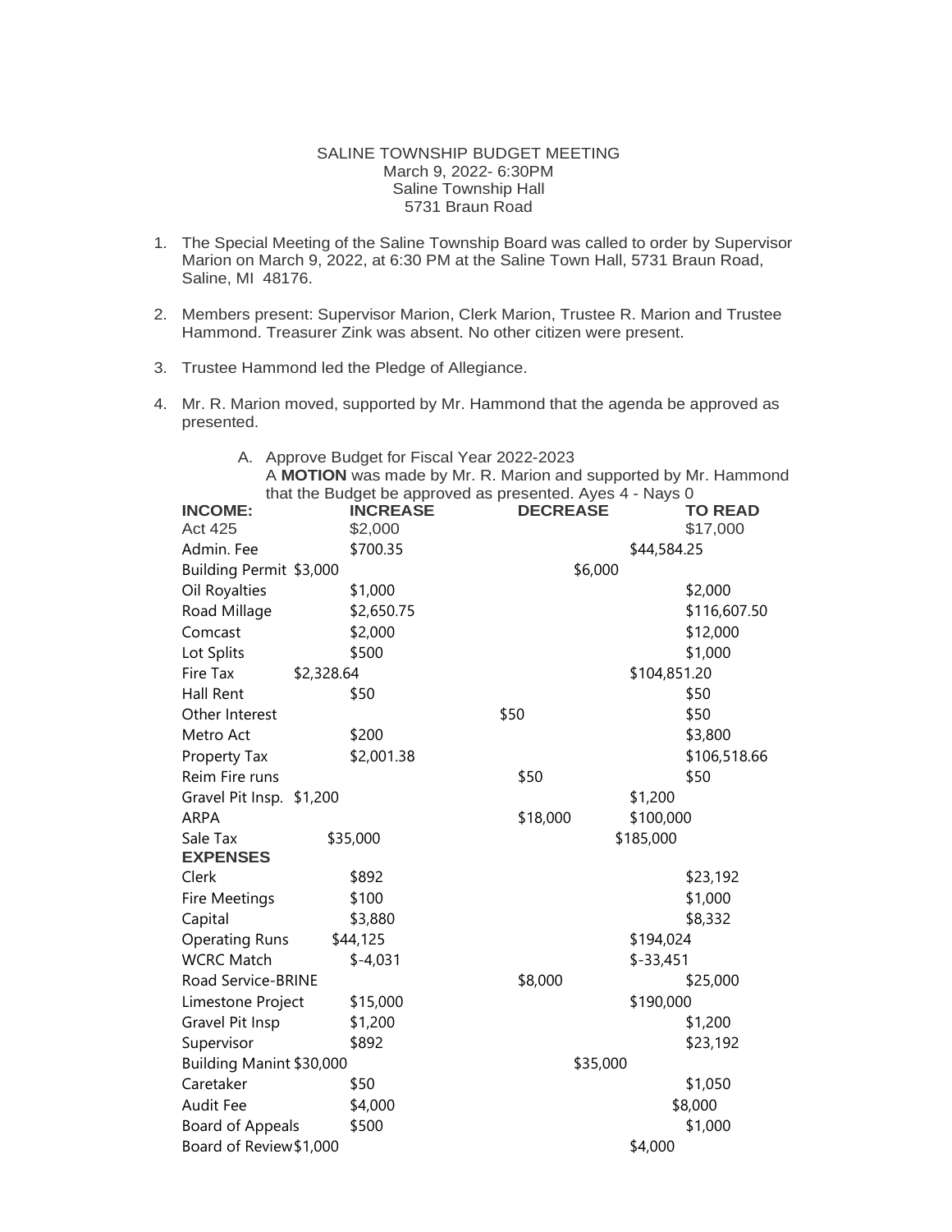SALINE TOWNSHIP BUDGET MEETING
March 9, 2022- 6:30PM
Saline Township Hall
5731 Braun Road

1. The Special Meeting of the Saline Township Board was called to order by Supervisor Marion on March 9, 2022, at 6:30 PM at the Saline Town Hall, 5731 Braun Road, Saline, MI 48176.

2. Members present: Supervisor Marion, Clerk Marion, Trustee R. Marion and Trustee Hammond. Treasurer Zink was absent. No other citizen were present.

3. Trustee Hammond led the Pledge of Allegiance.

4. Mr. R. Marion moved, supported by Mr. Hammond that the agenda be approved as presented.

   A. Approve Budget for Fiscal Year 2022-2023
      A **MOTION** was made by Mr. R. Marion and supported by Mr. Hammond that the Budget be approved as presented. Ayes 4 - Nays 0

| **INCOME:** | **INCREASE** | **DECREASE** | **TO READ** |
|---|---|---|---|
| Act 425 | $2,000 | | $17,000 |
| Admin. Fee | $700.35 | | $44,584.25 |
| Building Permit | $3,000 | | $6,000 |
| Oil Royalties | $1,000 | | $2,000 |
| Road Millage | $2,650.75 | | $116,607.50 |
| Comcast | $2,000 | | $12,000 |
| Lot Splits | $500 | | $1,000 |
| Fire Tax | $2,328.64 | | $104,851.20 |
| Hall Rent | $50 | | $50 |
| Other Interest | | $50 | $50 |
| Metro Act | $200 | | $3,800 |
| Property Tax | $2,001.38 | | $106,518.66 |
| Reim Fire runs | | $50 | $50 |
| Gravel Pit Insp. | $1,200 | | $1,200 |
| ARPA | | $18,000 | $100,000 |
| Sale Tax | $35,000 | | $185,000 |
| **EXPENSES** | | | |
| Clerk | $892 | | $23,192 |
| Fire Meetings | $100 | | $1,000 |
| Capital | $3,880 | | $8,332 |
| Operating Runs | $44,125 | | $194,024 |
| WCRC Match | $-4,031 | | $-33,451 |
| Road Service-BRINE | | $8,000 | $25,000 |
| Limestone Project | $15,000 | | $190,000 |
| Gravel Pit Insp | $1,200 | | $1,200 |
| Supervisor | $892 | | $23,192 |
| Building Manint | $30,000 | | $35,000 |
| Caretaker | $50 | | $1,050 |
| Audit Fee | $4,000 | | $8,000 |
| Board of Appeals | $500 | | $1,000 |
| Board of Review | $1,000 | | $4,000 |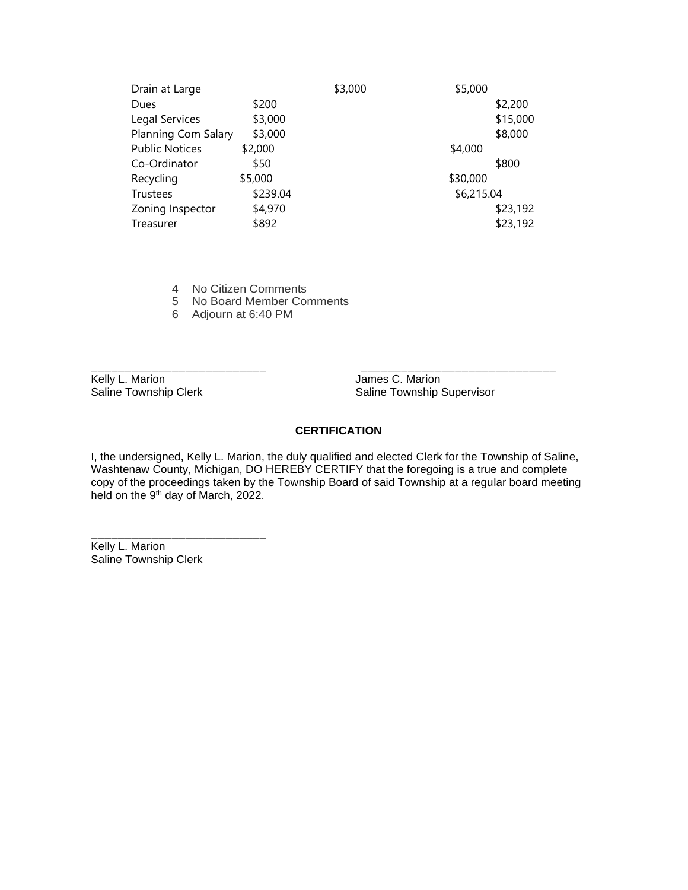| | | | |
|---|---|---|---|
| Drain at Large | | $3,000 | $5,000 |
| Dues | $200 | | $2,200 |
| Legal Services | $3,000 | | $15,000 |
| Planning Com Salary | $3,000 | | $8,000 |
| Public Notices | $2,000 | | $4,000 |
| Co-Ordinator | $50 | | $800 |
| Recycling | $5,000 | | $30,000 |
| Trustees | $239.04 | | $6,215.04 |
| Zoning Inspector | $4,970 | | $23,192 |
| Treasurer | $892 | | $23,192 |

4. No Citizen Comments
5. No Board Member Comments
6. Adjourn at 6:40 PM

\_\_\_\_\_\_\_\_\_\_\_\_\_\_\_\_\_\_\_\_\_\_\_\_\_\_\_\_
Kelly L. Marion
Saline Township Clerk

\_\_\_\_\_\_\_\_\_\_\_\_\_\_\_\_\_\_\_\_\_\_\_\_\_\_\_\_
James C. Marion
Saline Township Supervisor

**CERTIFICATION**

I, the undersigned, Kelly L. Marion, the duly qualified and elected Clerk for the Township of Saline, Washtenaw County, Michigan, DO HEREBY CERTIFY that the foregoing is a true and complete copy of the proceedings taken by the Township Board of said Township at a regular board meeting held on the 9th day of March, 2022.

\_\_\_\_\_\_\_\_\_\_\_\_\_\_\_\_\_\_\_\_\_\_\_\_\_\_\_\_
Kelly L. Marion
Saline Township Clerk